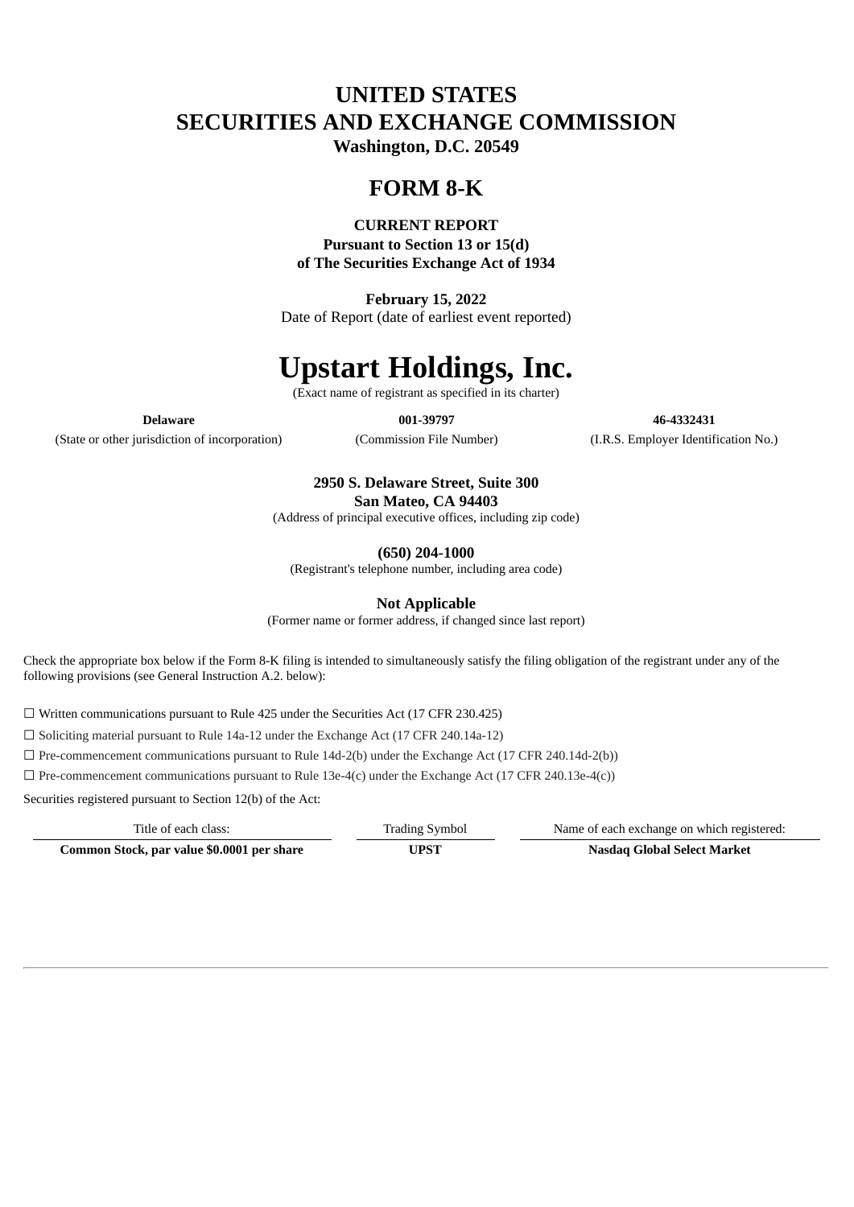# UNITED STATES
# SECURITIES AND EXCHANGE COMMISSION
**Washington, D.C. 20549**

# FORM 8-K

**CURRENT REPORT**
**Pursuant to Section 13 or 15(d)**
**of The Securities Exchange Act of 1934**

**February 15, 2022**
Date of Report (date of earliest event reported)

# Upstart Holdings, Inc.
(Exact name of registrant as specified in its charter)

| **Delaware** | **001-39797** | **46-4332431** |
|---|---|---|
| (State or other jurisdiction of incorporation) | (Commission File Number) | (I.R.S. Employer Identification No.) |

**2950 S. Delaware Street, Suite 300**
**San Mateo, CA 94403**
(Address of principal executive offices, including zip code)

**(650) 204-1000**
(Registrant's telephone number, including area code)

**Not Applicable**
(Former name or former address, if changed since last report)

Check the appropriate box below if the Form 8-K filing is intended to simultaneously satisfy the filing obligation of the registrant under any of the following provisions (see General Instruction A.2. below):

☐ Written communications pursuant to Rule 425 under the Securities Act (17 CFR 230.425)

☐ Soliciting material pursuant to Rule 14a-12 under the Exchange Act (17 CFR 240.14a-12)

☐ Pre-commencement communications pursuant to Rule 14d-2(b) under the Exchange Act (17 CFR 240.14d-2(b))

☐ Pre-commencement communications pursuant to Rule 13e-4(c) under the Exchange Act (17 CFR 240.13e-4(c))

Securities registered pursuant to Section 12(b) of the Act:

| Title of each class: | Trading Symbol | Name of each exchange on which registered: |
|---|---|---|
| **Common Stock, par value $0.0001 per share** | **UPST** | **Nasdaq Global Select Market** |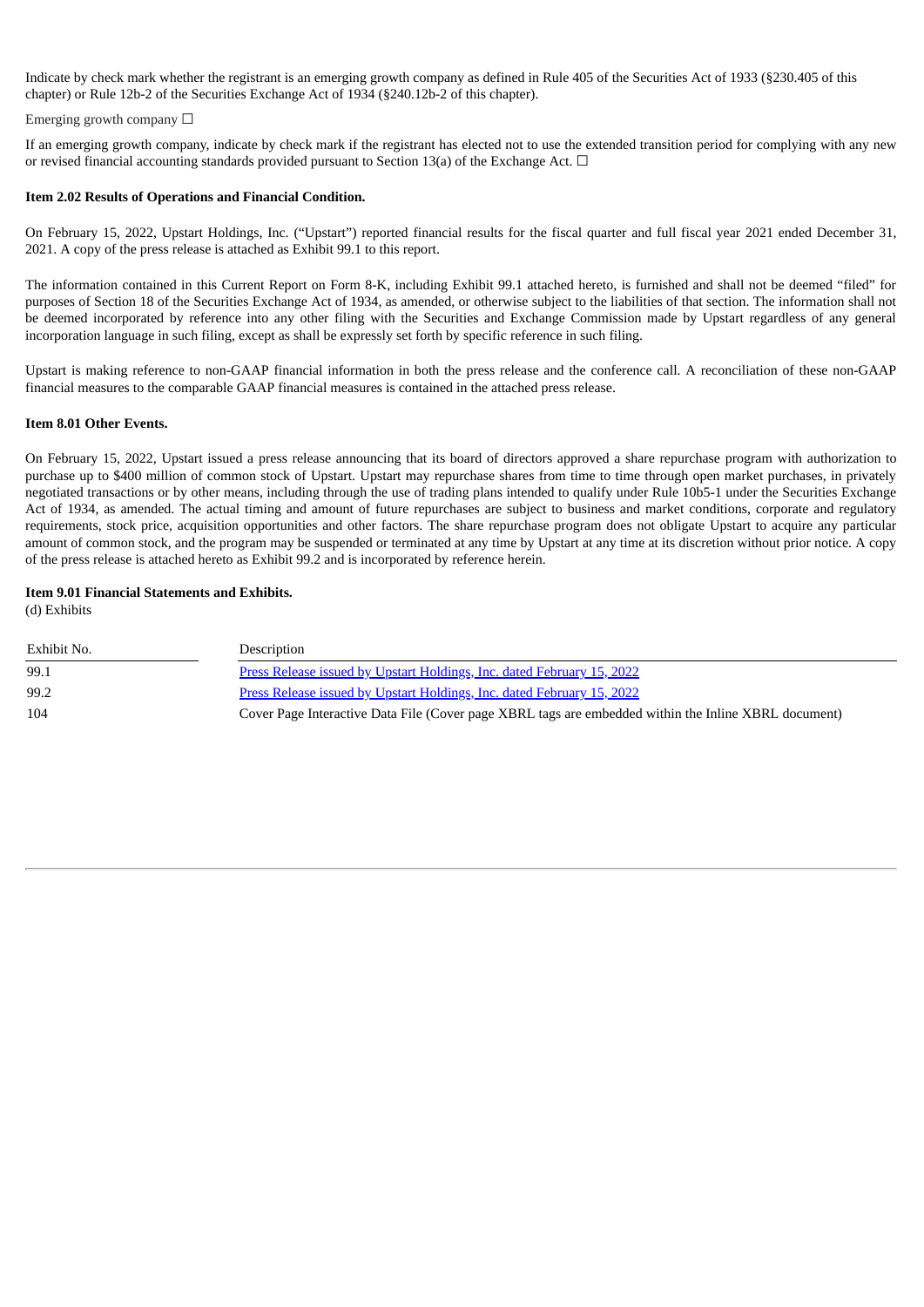Indicate by check mark whether the registrant is an emerging growth company as defined in Rule 405 of the Securities Act of 1933 (§230.405 of this chapter) or Rule 12b-2 of the Securities Exchange Act of 1934 (§240.12b-2 of this chapter).

Emerging growth company ☐

If an emerging growth company, indicate by check mark if the registrant has elected not to use the extended transition period for complying with any new or revised financial accounting standards provided pursuant to Section 13(a) of the Exchange Act. ☐

**Item 2.02 Results of Operations and Financial Condition.**

On February 15, 2022, Upstart Holdings, Inc. ("Upstart") reported financial results for the fiscal quarter and full fiscal year 2021 ended December 31, 2021. A copy of the press release is attached as Exhibit 99.1 to this report.

The information contained in this Current Report on Form 8-K, including Exhibit 99.1 attached hereto, is furnished and shall not be deemed "filed" for purposes of Section 18 of the Securities Exchange Act of 1934, as amended, or otherwise subject to the liabilities of that section. The information shall not be deemed incorporated by reference into any other filing with the Securities and Exchange Commission made by Upstart regardless of any general incorporation language in such filing, except as shall be expressly set forth by specific reference in such filing.

Upstart is making reference to non-GAAP financial information in both the press release and the conference call. A reconciliation of these non-GAAP financial measures to the comparable GAAP financial measures is contained in the attached press release.

**Item 8.01 Other Events.**

On February 15, 2022, Upstart issued a press release announcing that its board of directors approved a share repurchase program with authorization to purchase up to $400 million of common stock of Upstart. Upstart may repurchase shares from time to time through open market purchases, in privately negotiated transactions or by other means, including through the use of trading plans intended to qualify under Rule 10b5-1 under the Securities Exchange Act of 1934, as amended. The actual timing and amount of future repurchases are subject to business and market conditions, corporate and regulatory requirements, stock price, acquisition opportunities and other factors. The share repurchase program does not obligate Upstart to acquire any particular amount of common stock, and the program may be suspended or terminated at any time by Upstart at any time at its discretion without prior notice. A copy of the press release is attached hereto as Exhibit 99.2 and is incorporated by reference herein.

**Item 9.01 Financial Statements and Exhibits.**

(d) Exhibits

| Exhibit No. | Description |
|---|---|
| 99.1 | Press Release issued by Upstart Holdings, Inc. dated February 15, 2022 |
| 99.2 | Press Release issued by Upstart Holdings, Inc. dated February 15, 2022 |
| 104 | Cover Page Interactive Data File (Cover page XBRL tags are embedded within the Inline XBRL document) |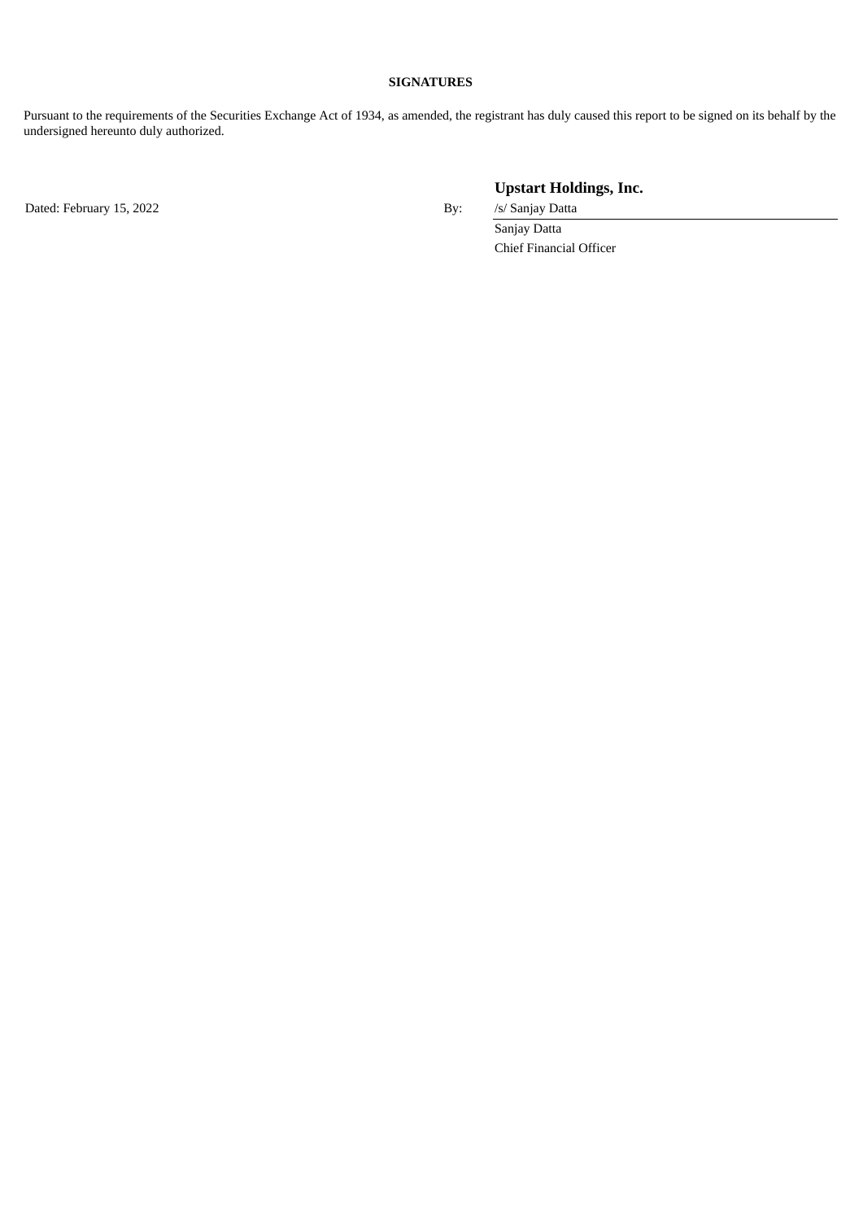**SIGNATURES**

Pursuant to the requirements of the Securities Exchange Act of 1934, as amended, the registrant has duly caused this report to be signed on its behalf by the undersigned hereunto duly authorized.

**Upstart Holdings, Inc.**

Dated: February 15, 2022

By: /s/ Sanjay Datta

Sanjay Datta

Chief Financial Officer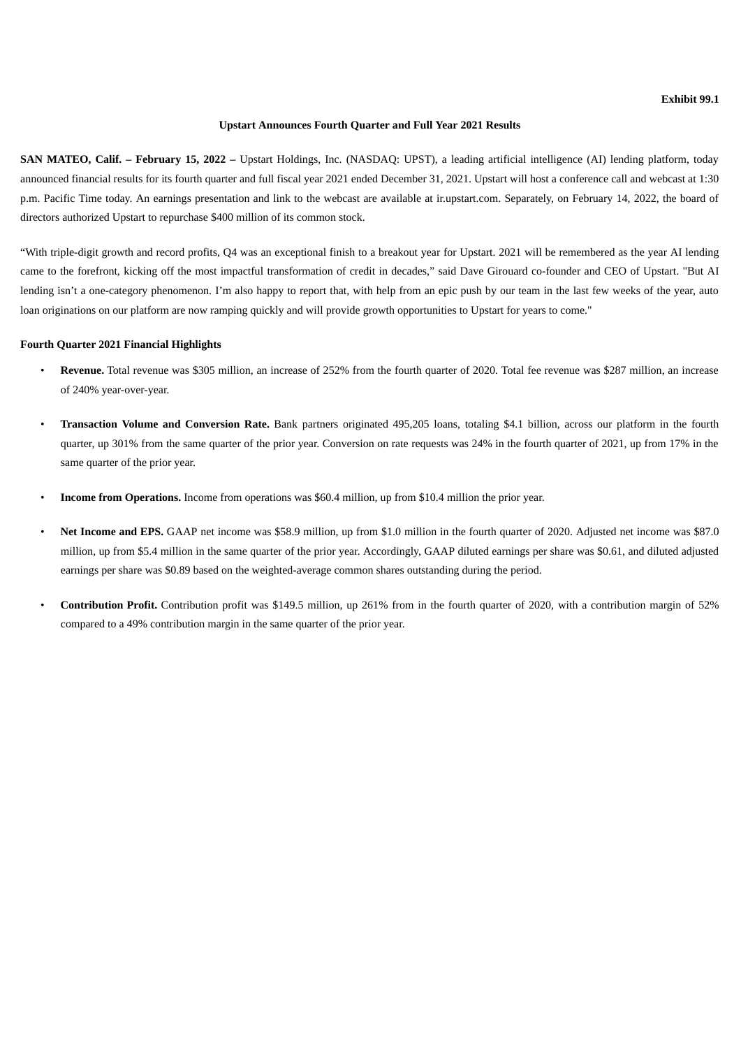**Exhibit 99.1**

# Upstart Announces Fourth Quarter and Full Year 2021 Results

**SAN MATEO, Calif. – February 15, 2022 –** Upstart Holdings, Inc. (NASDAQ: UPST), a leading artificial intelligence (AI) lending platform, today announced financial results for its fourth quarter and full fiscal year 2021 ended December 31, 2021. Upstart will host a conference call and webcast at 1:30 p.m. Pacific Time today. An earnings presentation and link to the webcast are available at ir.upstart.com. Separately, on February 14, 2022, the board of directors authorized Upstart to repurchase $400 million of its common stock.

“With triple-digit growth and record profits, Q4 was an exceptional finish to a breakout year for Upstart. 2021 will be remembered as the year AI lending came to the forefront, kicking off the most impactful transformation of credit in decades,” said Dave Girouard co-founder and CEO of Upstart. "But AI lending isn’t a one-category phenomenon. I’m also happy to report that, with help from an epic push by our team in the last few weeks of the year, auto loan originations on our platform are now ramping quickly and will provide growth opportunities to Upstart for years to come."

**Fourth Quarter 2021 Financial Highlights**

- **Revenue.** Total revenue was $305 million, an increase of 252% from the fourth quarter of 2020. Total fee revenue was $287 million, an increase of 240% year-over-year.

- **Transaction Volume and Conversion Rate.** Bank partners originated 495,205 loans, totaling $4.1 billion, across our platform in the fourth quarter, up 301% from the same quarter of the prior year. Conversion on rate requests was 24% in the fourth quarter of 2021, up from 17% in the same quarter of the prior year.

- **Income from Operations.** Income from operations was $60.4 million, up from $10.4 million the prior year.

- **Net Income and EPS.** GAAP net income was $58.9 million, up from $1.0 million in the fourth quarter of 2020. Adjusted net income was $87.0 million, up from $5.4 million in the same quarter of the prior year. Accordingly, GAAP diluted earnings per share was $0.61, and diluted adjusted earnings per share was $0.89 based on the weighted-average common shares outstanding during the period.

- **Contribution Profit.** Contribution profit was $149.5 million, up 261% from in the fourth quarter of 2020, with a contribution margin of 52% compared to a 49% contribution margin in the same quarter of the prior year.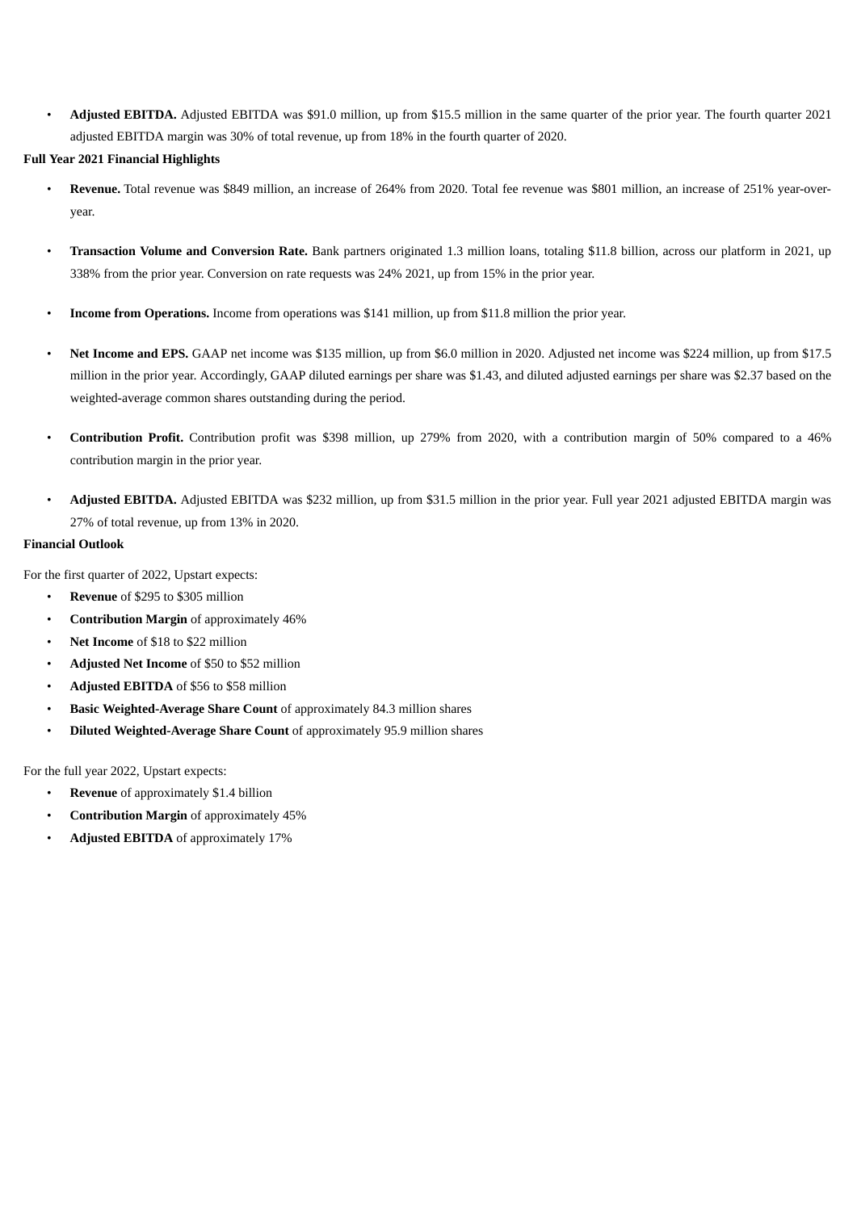- **Adjusted EBITDA.** Adjusted EBITDA was $91.0 million, up from $15.5 million in the same quarter of the prior year. The fourth quarter 2021 adjusted EBITDA margin was 30% of total revenue, up from 18% in the fourth quarter of 2020.

**Full Year 2021 Financial Highlights**

- **Revenue.** Total revenue was $849 million, an increase of 264% from 2020. Total fee revenue was $801 million, an increase of 251% year-over-year.

- **Transaction Volume and Conversion Rate.** Bank partners originated 1.3 million loans, totaling $11.8 billion, across our platform in 2021, up 338% from the prior year. Conversion on rate requests was 24% 2021, up from 15% in the prior year.

- **Income from Operations.** Income from operations was $141 million, up from $11.8 million the prior year.

- **Net Income and EPS.** GAAP net income was $135 million, up from $6.0 million in 2020. Adjusted net income was $224 million, up from $17.5 million in the prior year. Accordingly, GAAP diluted earnings per share was $1.43, and diluted adjusted earnings per share was $2.37 based on the weighted-average common shares outstanding during the period.

- **Contribution Profit.** Contribution profit was $398 million, up 279% from 2020, with a contribution margin of 50% compared to a 46% contribution margin in the prior year.

- **Adjusted EBITDA.** Adjusted EBITDA was $232 million, up from $31.5 million in the prior year. Full year 2021 adjusted EBITDA margin was 27% of total revenue, up from 13% in 2020.

**Financial Outlook**

For the first quarter of 2022, Upstart expects:

- **Revenue** of $295 to $305 million
- **Contribution Margin** of approximately 46%
- **Net Income** of $18 to $22 million
- **Adjusted Net Income** of $50 to $52 million
- **Adjusted EBITDA** of $56 to $58 million
- **Basic Weighted-Average Share Count** of approximately 84.3 million shares
- **Diluted Weighted-Average Share Count** of approximately 95.9 million shares

For the full year 2022, Upstart expects:

- **Revenue** of approximately $1.4 billion
- **Contribution Margin** of approximately 45%
- **Adjusted EBITDA** of approximately 17%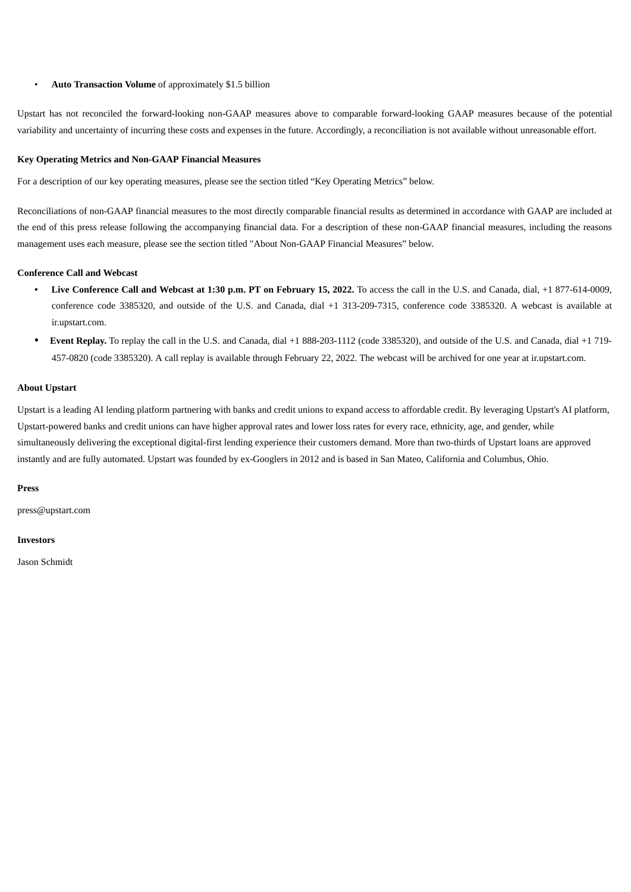- **Auto Transaction Volume** of approximately $1.5 billion

Upstart has not reconciled the forward-looking non-GAAP measures above to comparable forward-looking GAAP measures because of the potential variability and uncertainty of incurring these costs and expenses in the future. Accordingly, a reconciliation is not available without unreasonable effort.

**Key Operating Metrics and Non-GAAP Financial Measures**

For a description of our key operating measures, please see the section titled "Key Operating Metrics" below.

Reconciliations of non-GAAP financial measures to the most directly comparable financial results as determined in accordance with GAAP are included at the end of this press release following the accompanying financial data. For a description of these non-GAAP financial measures, including the reasons management uses each measure, please see the section titled "About Non-GAAP Financial Measures" below.

**Conference Call and Webcast**

- **Live Conference Call and Webcast at 1:30 p.m. PT on February 15, 2022.** To access the call in the U.S. and Canada, dial, +1 877-614-0009, conference code 3385320, and outside of the U.S. and Canada, dial +1 313-209-7315, conference code 3385320. A webcast is available at ir.upstart.com.
- **Event Replay.** To replay the call in the U.S. and Canada, dial +1 888-203-1112 (code 3385320), and outside of the U.S. and Canada, dial +1 719-457-0820 (code 3385320). A call replay is available through February 22, 2022. The webcast will be archived for one year at ir.upstart.com.

**About Upstart**

Upstart is a leading AI lending platform partnering with banks and credit unions to expand access to affordable credit. By leveraging Upstart's AI platform, Upstart-powered banks and credit unions can have higher approval rates and lower loss rates for every race, ethnicity, age, and gender, while simultaneously delivering the exceptional digital-first lending experience their customers demand. More than two-thirds of Upstart loans are approved instantly and are fully automated. Upstart was founded by ex-Googlers in 2012 and is based in San Mateo, California and Columbus, Ohio.

**Press**

press@upstart.com

**Investors**

Jason Schmidt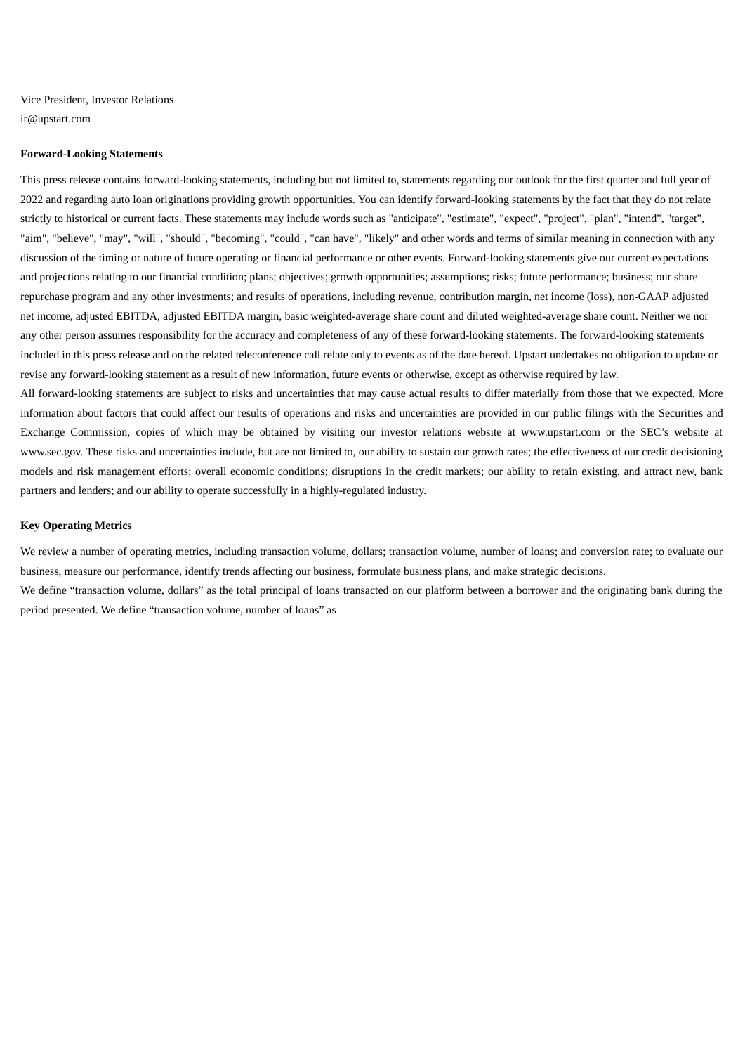Vice President, Investor Relations

ir@upstart.com

**Forward-Looking Statements**

This press release contains forward-looking statements, including but not limited to, statements regarding our outlook for the first quarter and full year of 2022 and regarding auto loan originations providing growth opportunities. You can identify forward-looking statements by the fact that they do not relate strictly to historical or current facts. These statements may include words such as "anticipate", "estimate", "expect", "project", "plan", "intend", "target", "aim", "believe", "may", "will", "should", "becoming", "could", "can have", "likely" and other words and terms of similar meaning in connection with any discussion of the timing or nature of future operating or financial performance or other events. Forward-looking statements give our current expectations and projections relating to our financial condition; plans; objectives; growth opportunities; assumptions; risks; future performance; business; our share repurchase program and any other investments; and results of operations, including revenue, contribution margin, net income (loss), non-GAAP adjusted net income, adjusted EBITDA, adjusted EBITDA margin, basic weighted-average share count and diluted weighted-average share count. Neither we nor any other person assumes responsibility for the accuracy and completeness of any of these forward-looking statements. The forward-looking statements included in this press release and on the related teleconference call relate only to events as of the date hereof. Upstart undertakes no obligation to update or revise any forward-looking statement as a result of new information, future events or otherwise, except as otherwise required by law.

All forward-looking statements are subject to risks and uncertainties that may cause actual results to differ materially from those that we expected. More information about factors that could affect our results of operations and risks and uncertainties are provided in our public filings with the Securities and Exchange Commission, copies of which may be obtained by visiting our investor relations website at www.upstart.com or the SEC's website at www.sec.gov. These risks and uncertainties include, but are not limited to, our ability to sustain our growth rates; the effectiveness of our credit decisioning models and risk management efforts; overall economic conditions; disruptions in the credit markets; our ability to retain existing, and attract new, bank partners and lenders; and our ability to operate successfully in a highly-regulated industry.

**Key Operating Metrics**

We review a number of operating metrics, including transaction volume, dollars; transaction volume, number of loans; and conversion rate; to evaluate our business, measure our performance, identify trends affecting our business, formulate business plans, and make strategic decisions.

We define "transaction volume, dollars" as the total principal of loans transacted on our platform between a borrower and the originating bank during the period presented. We define "transaction volume, number of loans" as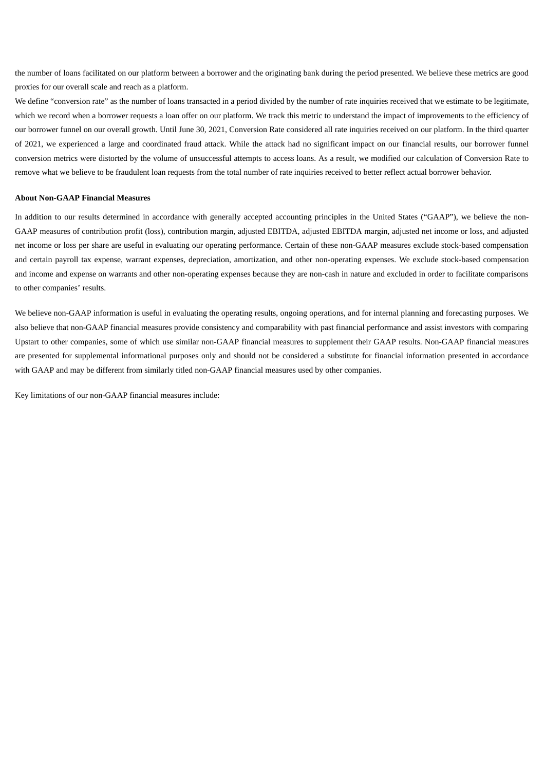the number of loans facilitated on our platform between a borrower and the originating bank during the period presented. We believe these metrics are good proxies for our overall scale and reach as a platform.

We define "conversion rate" as the number of loans transacted in a period divided by the number of rate inquiries received that we estimate to be legitimate, which we record when a borrower requests a loan offer on our platform. We track this metric to understand the impact of improvements to the efficiency of our borrower funnel on our overall growth. Until June 30, 2021, Conversion Rate considered all rate inquiries received on our platform. In the third quarter of 2021, we experienced a large and coordinated fraud attack. While the attack had no significant impact on our financial results, our borrower funnel conversion metrics were distorted by the volume of unsuccessful attempts to access loans. As a result, we modified our calculation of Conversion Rate to remove what we believe to be fraudulent loan requests from the total number of rate inquiries received to better reflect actual borrower behavior.

**About Non-GAAP Financial Measures**

In addition to our results determined in accordance with generally accepted accounting principles in the United States ("GAAP"), we believe the non-GAAP measures of contribution profit (loss), contribution margin, adjusted EBITDA, adjusted EBITDA margin, adjusted net income or loss, and adjusted net income or loss per share are useful in evaluating our operating performance. Certain of these non-GAAP measures exclude stock-based compensation and certain payroll tax expense, warrant expenses, depreciation, amortization, and other non-operating expenses. We exclude stock-based compensation and income and expense on warrants and other non-operating expenses because they are non-cash in nature and excluded in order to facilitate comparisons to other companies' results.

We believe non-GAAP information is useful in evaluating the operating results, ongoing operations, and for internal planning and forecasting purposes. We also believe that non-GAAP financial measures provide consistency and comparability with past financial performance and assist investors with comparing Upstart to other companies, some of which use similar non-GAAP financial measures to supplement their GAAP results. Non-GAAP financial measures are presented for supplemental informational purposes only and should not be considered a substitute for financial information presented in accordance with GAAP and may be different from similarly titled non-GAAP financial measures used by other companies.

Key limitations of our non-GAAP financial measures include: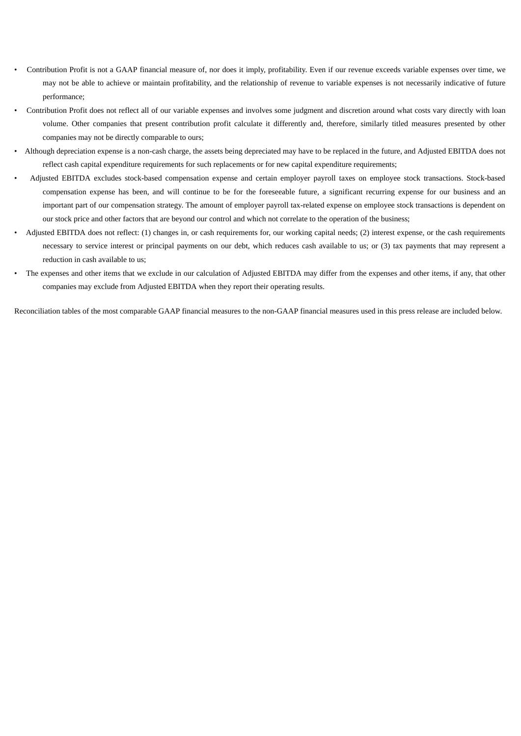- Contribution Profit is not a GAAP financial measure of, nor does it imply, profitability. Even if our revenue exceeds variable expenses over time, we may not be able to achieve or maintain profitability, and the relationship of revenue to variable expenses is not necessarily indicative of future performance;
- Contribution Profit does not reflect all of our variable expenses and involves some judgment and discretion around what costs vary directly with loan volume. Other companies that present contribution profit calculate it differently and, therefore, similarly titled measures presented by other companies may not be directly comparable to ours;
- Although depreciation expense is a non-cash charge, the assets being depreciated may have to be replaced in the future, and Adjusted EBITDA does not reflect cash capital expenditure requirements for such replacements or for new capital expenditure requirements;
- Adjusted EBITDA excludes stock-based compensation expense and certain employer payroll taxes on employee stock transactions. Stock-based compensation expense has been, and will continue to be for the foreseeable future, a significant recurring expense for our business and an important part of our compensation strategy. The amount of employer payroll tax-related expense on employee stock transactions is dependent on our stock price and other factors that are beyond our control and which not correlate to the operation of the business;
- Adjusted EBITDA does not reflect: (1) changes in, or cash requirements for, our working capital needs; (2) interest expense, or the cash requirements necessary to service interest or principal payments on our debt, which reduces cash available to us; or (3) tax payments that may represent a reduction in cash available to us;
- The expenses and other items that we exclude in our calculation of Adjusted EBITDA may differ from the expenses and other items, if any, that other companies may exclude from Adjusted EBITDA when they report their operating results.

Reconciliation tables of the most comparable GAAP financial measures to the non-GAAP financial measures used in this press release are included below.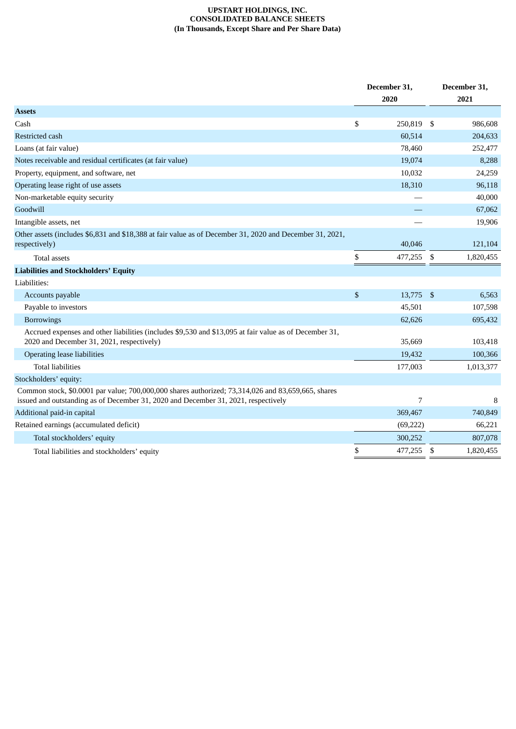**UPSTART HOLDINGS, INC.**
**CONSOLIDATED BALANCE SHEETS**
**(In Thousands, Except Share and Per Share Data)**

| | December 31, 2020 | December 31, 2021 |
|---|---|---|
| **Assets** | | |
| Cash | $ 250,819 | $ 986,608 |
| Restricted cash | 60,514 | 204,633 |
| Loans (at fair value) | 78,460 | 252,477 |
| Notes receivable and residual certificates (at fair value) | 19,074 | 8,288 |
| Property, equipment, and software, net | 10,032 | 24,259 |
| Operating lease right of use assets | 18,310 | 96,118 |
| Non-marketable equity security | — | 40,000 |
| Goodwill | — | 67,062 |
| Intangible assets, net | — | 19,906 |
| Other assets (includes $6,831 and $18,388 at fair value as of December 31, 2020 and December 31, 2021, respectively) | 40,046 | 121,104 |
| Total assets | $ 477,255 | $ 1,820,455 |
| **Liabilities and Stockholders' Equity** | | |
| Liabilities: | | |
| Accounts payable | $ 13,775 | $ 6,563 |
| Payable to investors | 45,501 | 107,598 |
| Borrowings | 62,626 | 695,432 |
| Accrued expenses and other liabilities (includes $9,530 and $13,095 at fair value as of December 31, 2020 and December 31, 2021, respectively) | 35,669 | 103,418 |
| Operating lease liabilities | 19,432 | 100,366 |
| Total liabilities | 177,003 | 1,013,377 |
| Stockholders' equity: | | |
| Common stock, $0.0001 par value; 700,000,000 shares authorized; 73,314,026 and 83,659,665, shares issued and outstanding as of December 31, 2020 and December 31, 2021, respectively | 7 | 8 |
| Additional paid-in capital | 369,467 | 740,849 |
| Retained earnings (accumulated deficit) | (69,222) | 66,221 |
| Total stockholders' equity | 300,252 | 807,078 |
| Total liabilities and stockholders' equity | $ 477,255 | $ 1,820,455 |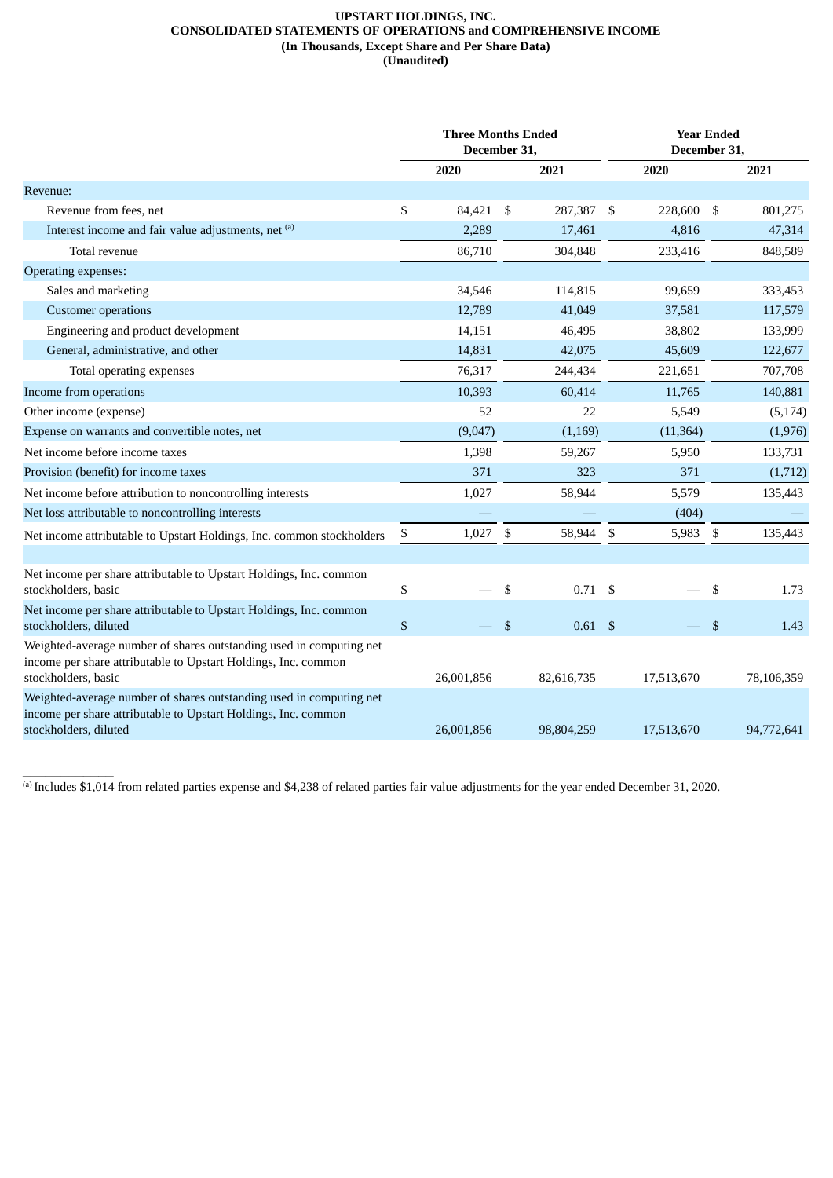**UPSTART HOLDINGS, INC.**
**CONSOLIDATED STATEMENTS OF OPERATIONS and COMPREHENSIVE INCOME**
**(In Thousands, Except Share and Per Share Data)**
**(Unaudited)**

| | Three Months Ended December 31, | | Year Ended December 31, | |
|---|---|---|---|---|
| | 2020 | 2021 | 2020 | 2021 |
| Revenue: | | | | |
| Revenue from fees, net | $ 84,421 | $ 287,387 | $ 228,600 | $ 801,275 |
| Interest income and fair value adjustments, net [(a)] | 2,289 | 17,461 | 4,816 | 47,314 |
| Total revenue | 86,710 | 304,848 | 233,416 | 848,589 |
| Operating expenses: | | | | |
| Sales and marketing | 34,546 | 114,815 | 99,659 | 333,453 |
| Customer operations | 12,789 | 41,049 | 37,581 | 117,579 |
| Engineering and product development | 14,151 | 46,495 | 38,802 | 133,999 |
| General, administrative, and other | 14,831 | 42,075 | 45,609 | 122,677 |
| Total operating expenses | 76,317 | 244,434 | 221,651 | 707,708 |
| Income from operations | 10,393 | 60,414 | 11,765 | 140,881 |
| Other income (expense) | 52 | 22 | 5,549 | (5,174) |
| Expense on warrants and convertible notes, net | (9,047) | (1,169) | (11,364) | (1,976) |
| Net income before income taxes | 1,398 | 59,267 | 5,950 | 133,731 |
| Provision (benefit) for income taxes | 371 | 323 | 371 | (1,712) |
| Net income before attribution to noncontrolling interests | 1,027 | 58,944 | 5,579 | 135,443 |
| Net loss attributable to noncontrolling interests | — | — | (404) | — |
| Net income attributable to Upstart Holdings, Inc. common stockholders | $ 1,027 | $ 58,944 | $ 5,983 | $ 135,443 |
| | | | | |
| Net income per share attributable to Upstart Holdings, Inc. common stockholders, basic | $ — | $ 0.71 | $ — | $ 1.73 |
| Net income per share attributable to Upstart Holdings, Inc. common stockholders, diluted | $ — | $ 0.61 | $ — | $ 1.43 |
| Weighted-average number of shares outstanding used in computing net income per share attributable to Upstart Holdings, Inc. common stockholders, basic | 26,001,856 | 82,616,735 | 17,513,670 | 78,106,359 |
| Weighted-average number of shares outstanding used in computing net income per share attributable to Upstart Holdings, Inc. common stockholders, diluted | 26,001,856 | 98,804,259 | 17,513,670 | 94,772,641 |

______________

(a) Includes $1,014 from related parties expense and $4,238 of related parties fair value adjustments for the year ended December 31, 2020.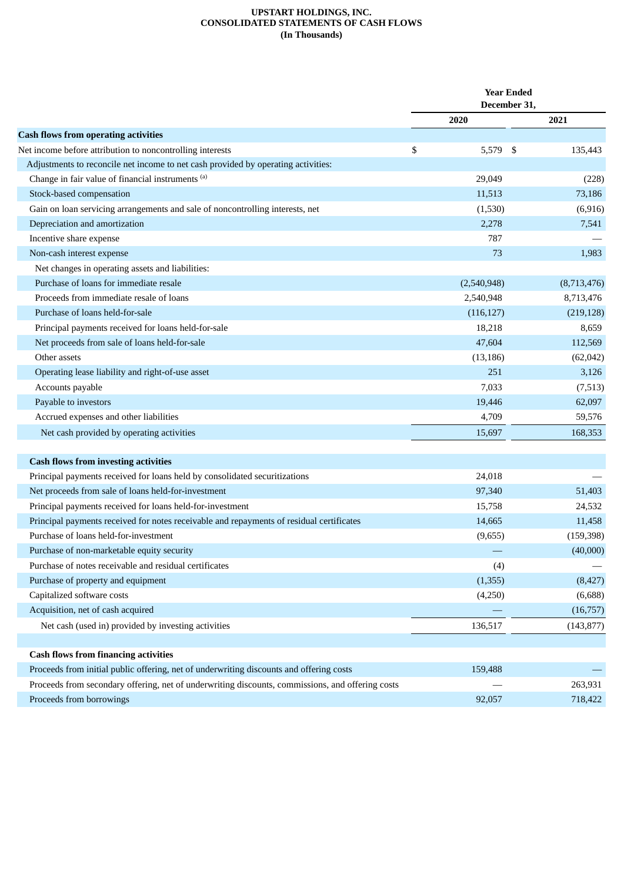**UPSTART HOLDINGS, INC.**
**CONSOLIDATED STATEMENTS OF CASH FLOWS**
**(In Thousands)**

| | Year Ended December 31, | |
|---|---|---|
| | 2020 | 2021 |
| **Cash flows from operating activities** | | |
| Net income before attribution to noncontrolling interests | $ 5,579 | $ 135,443 |
| Adjustments to reconcile net income to net cash provided by operating activities: | | |
| Change in fair value of financial instruments [(a)] | 29,049 | (228) |
| Stock-based compensation | 11,513 | 73,186 |
| Gain on loan servicing arrangements and sale of noncontrolling interests, net | (1,530) | (6,916) |
| Depreciation and amortization | 2,278 | 7,541 |
| Incentive share expense | 787 | — |
| Non-cash interest expense | 73 | 1,983 |
| Net changes in operating assets and liabilities: | | |
| Purchase of loans for immediate resale | (2,540,948) | (8,713,476) |
| Proceeds from immediate resale of loans | 2,540,948 | 8,713,476 |
| Purchase of loans held-for-sale | (116,127) | (219,128) |
| Principal payments received for loans held-for-sale | 18,218 | 8,659 |
| Net proceeds from sale of loans held-for-sale | 47,604 | 112,569 |
| Other assets | (13,186) | (62,042) |
| Operating lease liability and right-of-use asset | 251 | 3,126 |
| Accounts payable | 7,033 | (7,513) |
| Payable to investors | 19,446 | 62,097 |
| Accrued expenses and other liabilities | 4,709 | 59,576 |
| Net cash provided by operating activities | 15,697 | 168,353 |
| **Cash flows from investing activities** | | |
| Principal payments received for loans held by consolidated securitizations | 24,018 | — |
| Net proceeds from sale of loans held-for-investment | 97,340 | 51,403 |
| Principal payments received for loans held-for-investment | 15,758 | 24,532 |
| Principal payments received for notes receivable and repayments of residual certificates | 14,665 | 11,458 |
| Purchase of loans held-for-investment | (9,655) | (159,398) |
| Purchase of non-marketable equity security | — | (40,000) |
| Purchase of notes receivable and residual certificates | (4) | — |
| Purchase of property and equipment | (1,355) | (8,427) |
| Capitalized software costs | (4,250) | (6,688) |
| Acquisition, net of cash acquired | — | (16,757) |
| Net cash (used in) provided by investing activities | 136,517 | (143,877) |
| **Cash flows from financing activities** | | |
| Proceeds from initial public offering, net of underwriting discounts and offering costs | 159,488 | — |
| Proceeds from secondary offering, net of underwriting discounts, commissions, and offering costs | — | 263,931 |
| Proceeds from borrowings | 92,057 | 718,422 |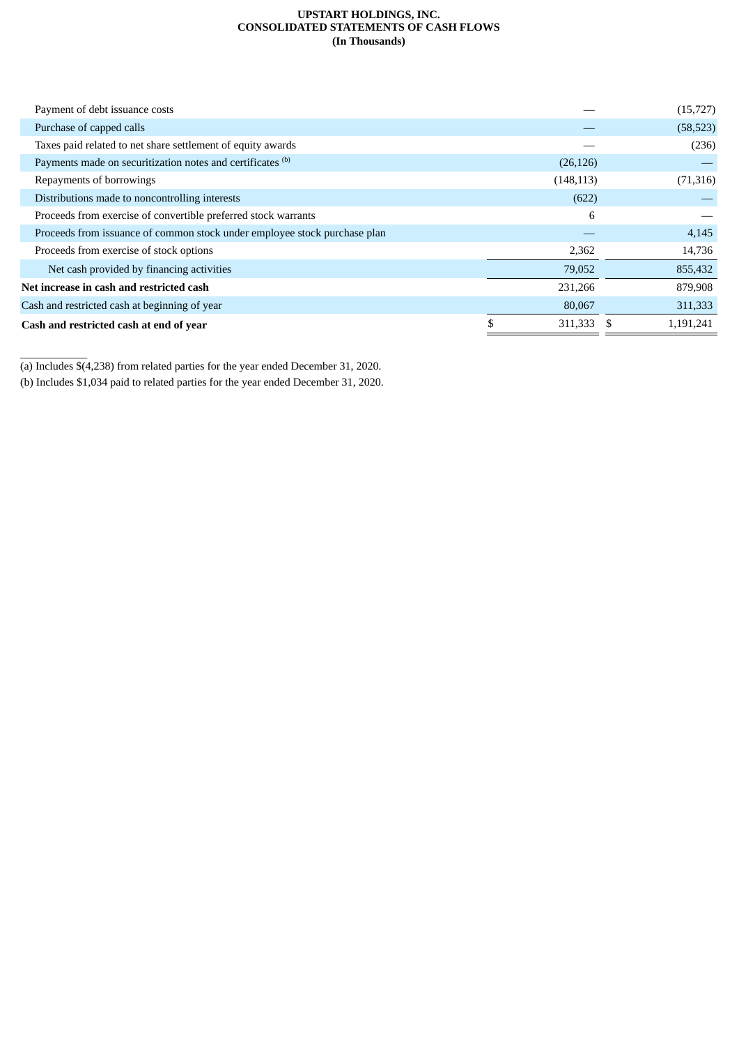# UPSTART HOLDINGS, INC.
## CONSOLIDATED STATEMENTS OF CASH FLOWS
### (In Thousands)

| | | |
|---|---|---|
| Payment of debt issuance costs | — | (15,727) |
| Purchase of capped calls | — | (58,523) |
| Taxes paid related to net share settlement of equity awards | — | (236) |
| Payments made on securitization notes and certificates [(b)] | (26,126) | — |
| Repayments of borrowings | (148,113) | (71,316) |
| Distributions made to noncontrolling interests | (622) | — |
| Proceeds from exercise of convertible preferred stock warrants | 6 | — |
| Proceeds from issuance of common stock under employee stock purchase plan | — | 4,145 |
| Proceeds from exercise of stock options | 2,362 | 14,736 |
| Net cash provided by financing activities | 79,052 | 855,432 |
| **Net increase in cash and restricted cash** | 231,266 | 879,908 |
| Cash and restricted cash at beginning of year | 80,067 | 311,333 |
| **Cash and restricted cash at end of year** | $ 311,333 | $ 1,191,241 |

___________

(a) Includes $(4,238) from related parties for the year ended December 31, 2020.

(b) Includes $1,034 paid to related parties for the year ended December 31, 2020.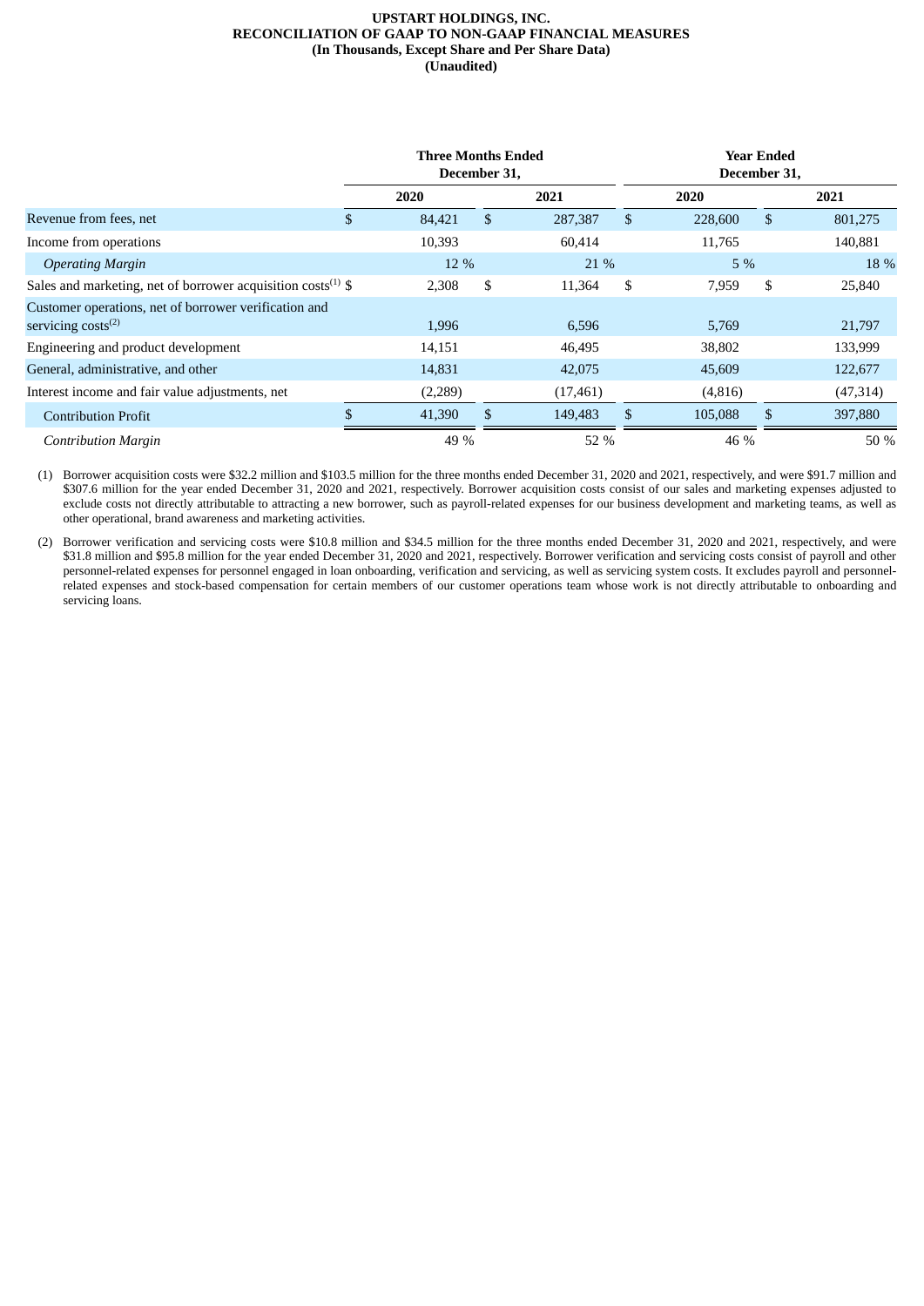**UPSTART HOLDINGS, INC.**
**RECONCILIATION OF GAAP TO NON-GAAP FINANCIAL MEASURES**
**(In Thousands, Except Share and Per Share Data)**
**(Unaudited)**

| | Three Months Ended December 31, | | Year Ended December 31, | |
|---|---|---|---|---|
| | 2020 | 2021 | 2020 | 2021 |
| Revenue from fees, net | $ 84,421 | $ 287,387 | $ 228,600 | $ 801,275 |
| Income from operations | 10,393 | 60,414 | 11,765 | 140,881 |
| *Operating Margin* | 12 % | 21 % | 5 % | 18 % |
| Sales and marketing, net of borrower acquisition costs[(1)] | $ 2,308 | $ 11,364 | $ 7,959 | $ 25,840 |
| Customer operations, net of borrower verification and servicing costs[(2)] | 1,996 | 6,596 | 5,769 | 21,797 |
| Engineering and product development | 14,151 | 46,495 | 38,802 | 133,999 |
| General, administrative, and other | 14,831 | 42,075 | 45,609 | 122,677 |
| Interest income and fair value adjustments, net | (2,289) | (17,461) | (4,816) | (47,314) |
| Contribution Profit | $ 41,390 | $ 149,483 | $ 105,088 | $ 397,880 |
| *Contribution Margin* | 49 % | 52 % | 46 % | 50 % |

(1) Borrower acquisition costs were $32.2 million and $103.5 million for the three months ended December 31, 2020 and 2021, respectively, and were $91.7 million and $307.6 million for the year ended December 31, 2020 and 2021, respectively. Borrower acquisition costs consist of our sales and marketing expenses adjusted to exclude costs not directly attributable to attracting a new borrower, such as payroll-related expenses for our business development and marketing teams, as well as other operational, brand awareness and marketing activities.

(2) Borrower verification and servicing costs were $10.8 million and $34.5 million for the three months ended December 31, 2020 and 2021, respectively, and were $31.8 million and $95.8 million for the year ended December 31, 2020 and 2021, respectively. Borrower verification and servicing costs consist of payroll and other personnel-related expenses for personnel engaged in loan onboarding, verification and servicing, as well as servicing system costs. It excludes payroll and personnel-related expenses and stock-based compensation for certain members of our customer operations team whose work is not directly attributable to onboarding and servicing loans.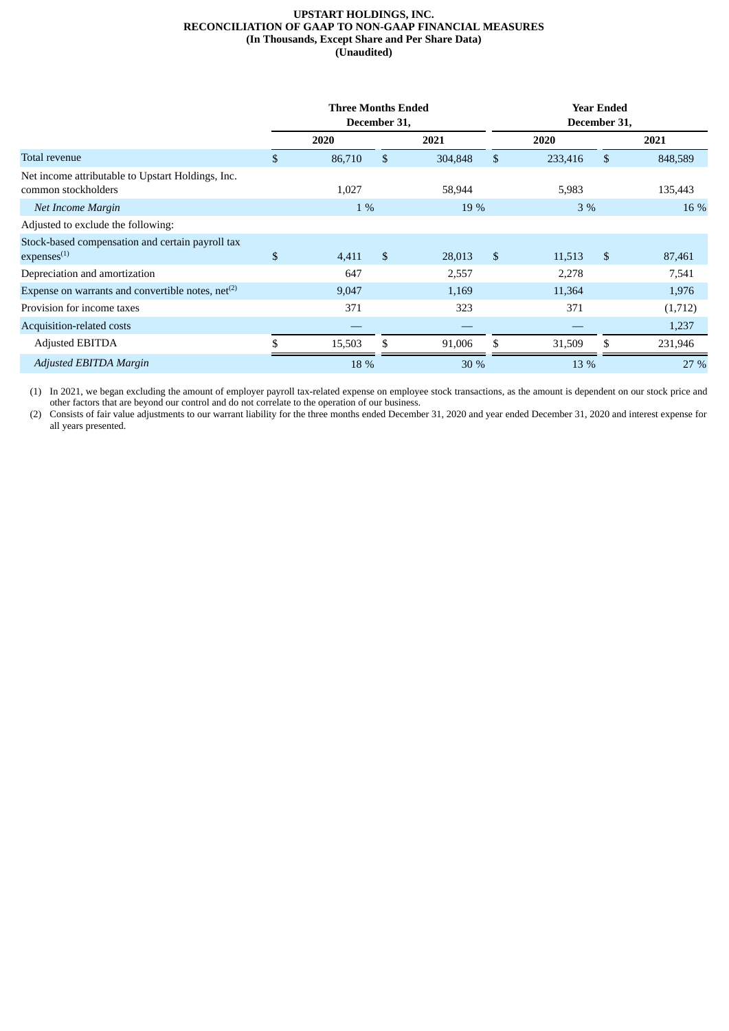# UPSTART HOLDINGS, INC.
## RECONCILIATION OF GAAP TO NON-GAAP FINANCIAL MEASURES
### (In Thousands, Except Share and Per Share Data)
### (Unaudited)

| | Three Months Ended December 31, | | Year Ended December 31, | |
|---|---|---|---|---|
| | 2020 | 2021 | 2020 | 2021 |
| Total revenue | $ 86,710 | $ 304,848 | $ 233,416 | $ 848,589 |
| Net income attributable to Upstart Holdings, Inc. common stockholders | 1,027 | 58,944 | 5,983 | 135,443 |
| *Net Income Margin* | 1 % | 19 % | 3 % | 16 % |
| Adjusted to exclude the following: | | | | |
| Stock-based compensation and certain payroll tax expenses[(1)] | $ 4,411 | $ 28,013 | $ 11,513 | $ 87,461 |
| Depreciation and amortization | 647 | 2,557 | 2,278 | 7,541 |
| Expense on warrants and convertible notes, net[(2)] | 9,047 | 1,169 | 11,364 | 1,976 |
| Provision for income taxes | 371 | 323 | 371 | (1,712) |
| Acquisition-related costs | — | — | — | 1,237 |
| Adjusted EBITDA | $ 15,503 | $ 91,006 | $ 31,509 | $ 231,946 |
| *Adjusted EBITDA Margin* | 18 % | 30 % | 13 % | 27 % |

(1) In 2021, we began excluding the amount of employer payroll tax-related expense on employee stock transactions, as the amount is dependent on our stock price and other factors that are beyond our control and do not correlate to the operation of our business.

(2) Consists of fair value adjustments to our warrant liability for the three months ended December 31, 2020 and year ended December 31, 2020 and interest expense for all years presented.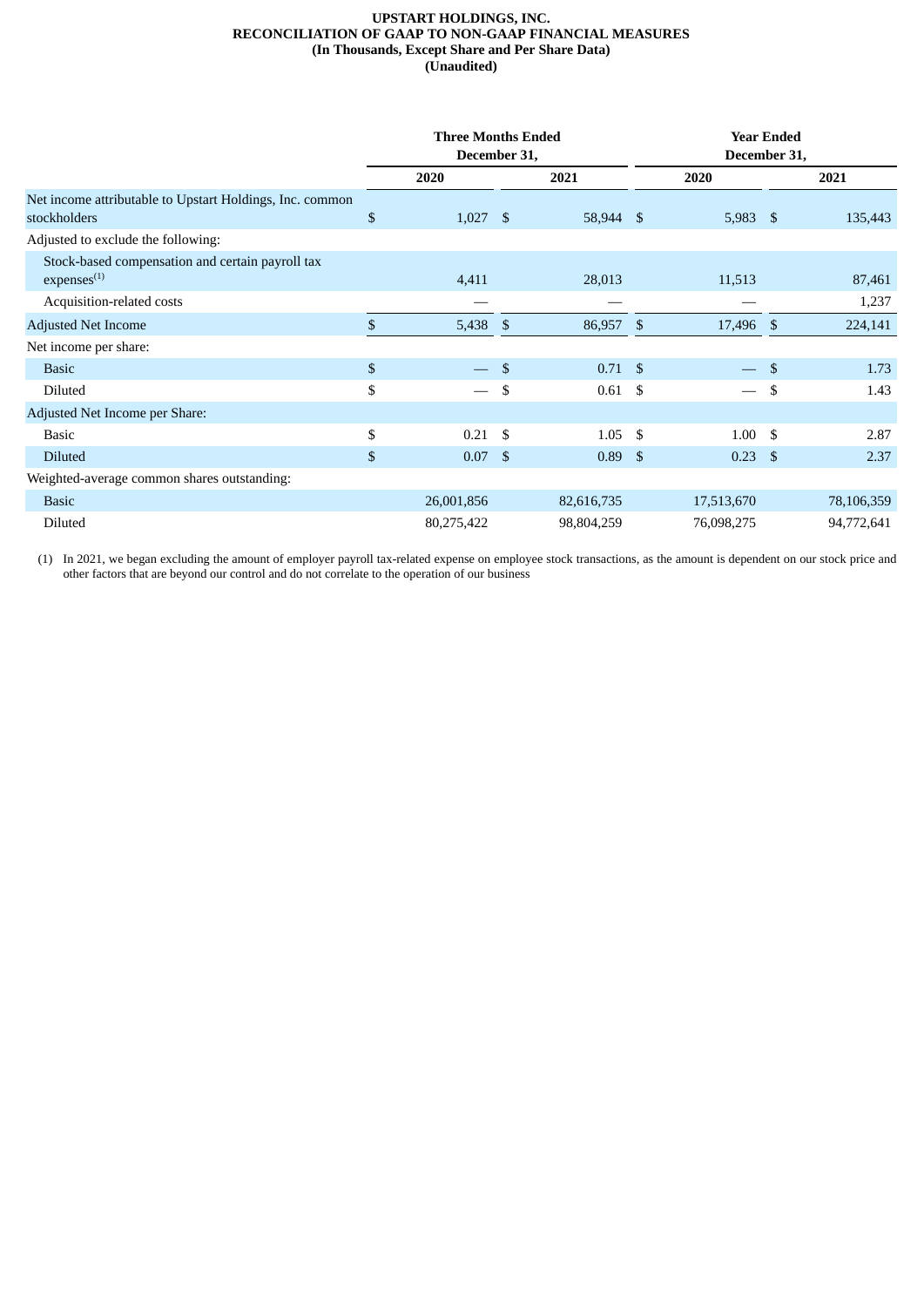**UPSTART HOLDINGS, INC.**
**RECONCILIATION OF GAAP TO NON-GAAP FINANCIAL MEASURES**
**(In Thousands, Except Share and Per Share Data)**
**(Unaudited)**

| | Three Months Ended December 31, | | Year Ended December 31, | |
|---|---|---|---|---|
| | 2020 | 2021 | 2020 | 2021 |
| Net income attributable to Upstart Holdings, Inc. common stockholders | $ 1,027 | $ 58,944 | $ 5,983 | $ 135,443 |
| Adjusted to exclude the following: | | | | |
| Stock-based compensation and certain payroll tax expenses[(1)] | 4,411 | 28,013 | 11,513 | 87,461 |
| Acquisition-related costs | — | — | — | 1,237 |
| Adjusted Net Income | $ 5,438 | $ 86,957 | $ 17,496 | $ 224,141 |
| Net income per share: | | | | |
| Basic | $ — | $ 0.71 | $ — | $ 1.73 |
| Diluted | $ — | $ 0.61 | $ — | $ 1.43 |
| Adjusted Net Income per Share: | | | | |
| Basic | $ 0.21 | $ 1.05 | $ 1.00 | $ 2.87 |
| Diluted | $ 0.07 | $ 0.89 | $ 0.23 | $ 2.37 |
| Weighted-average common shares outstanding: | | | | |
| Basic | 26,001,856 | 82,616,735 | 17,513,670 | 78,106,359 |
| Diluted | 80,275,422 | 98,804,259 | 76,098,275 | 94,772,641 |

(1) In 2021, we began excluding the amount of employer payroll tax-related expense on employee stock transactions, as the amount is dependent on our stock price and other factors that are beyond our control and do not correlate to the operation of our business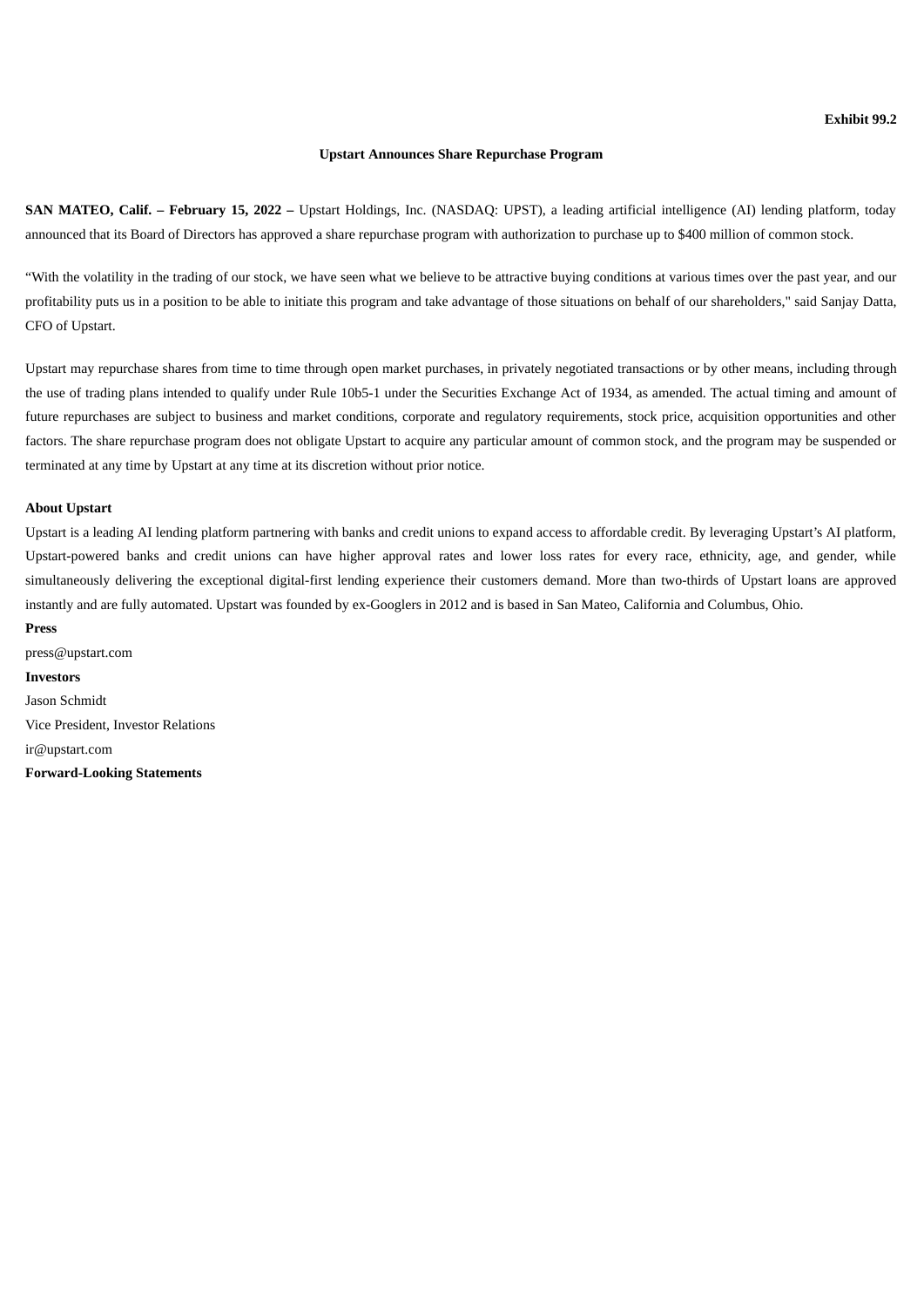**Exhibit 99.2**

# Upstart Announces Share Repurchase Program

**SAN MATEO, Calif. – February 15, 2022 –** Upstart Holdings, Inc. (NASDAQ: UPST), a leading artificial intelligence (AI) lending platform, today announced that its Board of Directors has approved a share repurchase program with authorization to purchase up to $400 million of common stock.

"With the volatility in the trading of our stock, we have seen what we believe to be attractive buying conditions at various times over the past year, and our profitability puts us in a position to be able to initiate this program and take advantage of those situations on behalf of our shareholders," said Sanjay Datta, CFO of Upstart.

Upstart may repurchase shares from time to time through open market purchases, in privately negotiated transactions or by other means, including through the use of trading plans intended to qualify under Rule 10b5-1 under the Securities Exchange Act of 1934, as amended. The actual timing and amount of future repurchases are subject to business and market conditions, corporate and regulatory requirements, stock price, acquisition opportunities and other factors. The share repurchase program does not obligate Upstart to acquire any particular amount of common stock, and the program may be suspended or terminated at any time by Upstart at any time at its discretion without prior notice.

**About Upstart**

Upstart is a leading AI lending platform partnering with banks and credit unions to expand access to affordable credit. By leveraging Upstart's AI platform, Upstart-powered banks and credit unions can have higher approval rates and lower loss rates for every race, ethnicity, age, and gender, while simultaneously delivering the exceptional digital-first lending experience their customers demand. More than two-thirds of Upstart loans are approved instantly and are fully automated. Upstart was founded by ex-Googlers in 2012 and is based in San Mateo, California and Columbus, Ohio.

**Press**

press@upstart.com

**Investors**

Jason Schmidt

Vice President, Investor Relations

ir@upstart.com

**Forward-Looking Statements**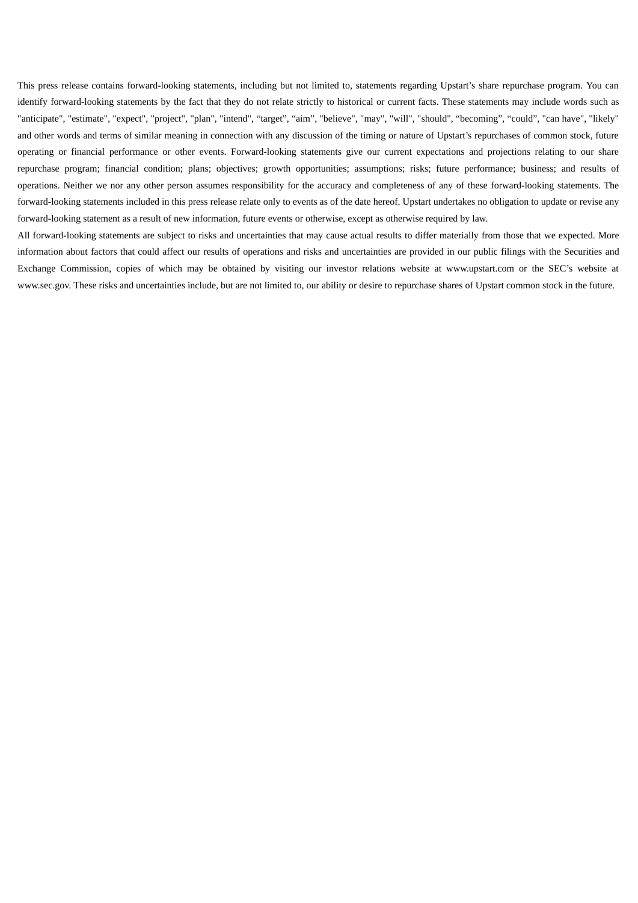This press release contains forward-looking statements, including but not limited to, statements regarding Upstart's share repurchase program. You can identify forward-looking statements by the fact that they do not relate strictly to historical or current facts. These statements may include words such as "anticipate", "estimate", "expect", "project", "plan", "intend", "target", "aim", "believe", "may", "will", "should", "becoming", "could", "can have", "likely" and other words and terms of similar meaning in connection with any discussion of the timing or nature of Upstart's repurchases of common stock, future operating or financial performance or other events. Forward-looking statements give our current expectations and projections relating to our share repurchase program; financial condition; plans; objectives; growth opportunities; assumptions; risks; future performance; business; and results of operations. Neither we nor any other person assumes responsibility for the accuracy and completeness of any of these forward-looking statements. The forward-looking statements included in this press release relate only to events as of the date hereof. Upstart undertakes no obligation to update or revise any forward-looking statement as a result of new information, future events or otherwise, except as otherwise required by law.

All forward-looking statements are subject to risks and uncertainties that may cause actual results to differ materially from those that we expected. More information about factors that could affect our results of operations and risks and uncertainties are provided in our public filings with the Securities and Exchange Commission, copies of which may be obtained by visiting our investor relations website at www.upstart.com or the SEC's website at www.sec.gov. These risks and uncertainties include, but are not limited to, our ability or desire to repurchase shares of Upstart common stock in the future.